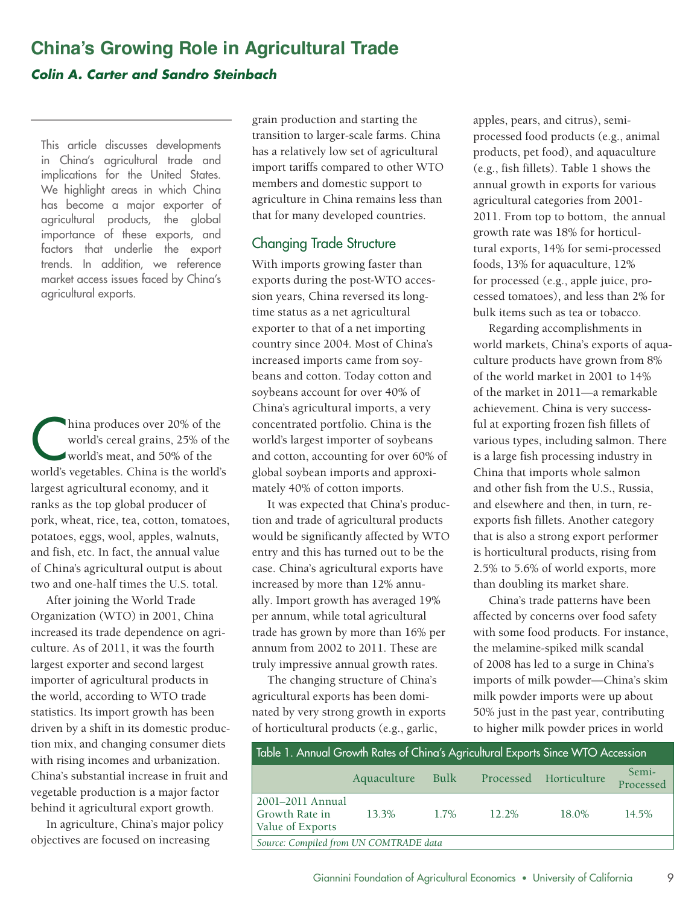# China's Growing Role in Agricultural Trade

***Colin A. Carter and Sandro Steinbach***

This article discusses developments in China's agricultural trade and implications for the United States. We highlight areas in which China has become a major exporter of agricultural products, the global importance of these exports, and factors that underlie the export trends. In addition, we reference market access issues faced by China's agricultural exports.

China produces over 20% of the world's cereal grains, 25% of the world's meat, and 50% of the world's vegetables. China is the world's largest agricultural economy, and it ranks as the top global producer of pork, wheat, rice, tea, cotton, tomatoes, potatoes, eggs, wool, apples, walnuts, and fish, etc. In fact, the annual value of China's agricultural output is about two and one-half times the U.S. total.

After joining the World Trade Organization (WTO) in 2001, China increased its trade dependence on agriculture. As of 2011, it was the fourth largest exporter and second largest importer of agricultural products in the world, according to WTO trade statistics. Its import growth has been driven by a shift in its domestic production mix, and changing consumer diets with rising incomes and urbanization. China's substantial increase in fruit and vegetable production is a major factor behind it agricultural export growth.

In agriculture, China's major policy objectives are focused on increasing grain production and starting the transition to larger-scale farms. China has a relatively low set of agricultural import tariffs compared to other WTO members and domestic support to agriculture in China remains less than that for many developed countries.

## Changing Trade Structure

With imports growing faster than exports during the post-WTO accession years, China reversed its longtime status as a net agricultural exporter to that of a net importing country since 2004. Most of China's increased imports came from soybeans and cotton. Today cotton and soybeans account for over 40% of China's agricultural imports, a very concentrated portfolio. China is the world's largest importer of soybeans and cotton, accounting for over 60% of global soybean imports and approximately 40% of cotton imports.

It was expected that China's production and trade of agricultural products would be significantly affected by WTO entry and this has turned out to be the case. China's agricultural exports have increased by more than 12% annually. Import growth has averaged 19% per annum, while total agricultural trade has grown by more than 16% per annum from 2002 to 2011. These are truly impressive annual growth rates.

The changing structure of China's agricultural exports has been dominated by very strong growth in exports of horticultural products (e.g., garlic, apples, pears, and citrus), semi-processed food products (e.g., animal products, pet food), and aquaculture (e.g., fish fillets). Table 1 shows the annual growth in exports for various agricultural categories from 2001-2011. From top to bottom, the annual growth rate was 18% for horticultural exports, 14% for semi-processed foods, 13% for aquaculture, 12% for processed (e.g., apple juice, processed tomatoes), and less than 2% for bulk items such as tea or tobacco.

Regarding accomplishments in world markets, China's exports of aquaculture products have grown from 8% of the world market in 2001 to 14% of the market in 2011—a remarkable achievement. China is very successful at exporting frozen fish fillets of various types, including salmon. There is a large fish processing industry in China that imports whole salmon and other fish from the U.S., Russia, and elsewhere and then, in turn, re-exports fish fillets. Another category that is also a strong export performer is horticultural products, rising from 2.5% to 5.6% of world exports, more than doubling its market share.

China's trade patterns have been affected by concerns over food safety with some food products. For instance, the melamine-spiked milk scandal of 2008 has led to a surge in China's imports of milk powder—China's skim milk powder imports were up about 50% just in the past year, contributing to higher milk powder prices in world

Table 1. Annual Growth Rates of China's Agricultural Exports Since WTO Accession

| | Aquaculture | Bulk | Processed | Horticulture | Semi-Processed |
|---|---|---|---|---|---|
| 2001–2011 Annual Growth Rate in Value of Exports | 13.3% | 1.7% | 12.2% | 18.0% | 14.5% |

*Source: Compiled from UN COMTRADE data*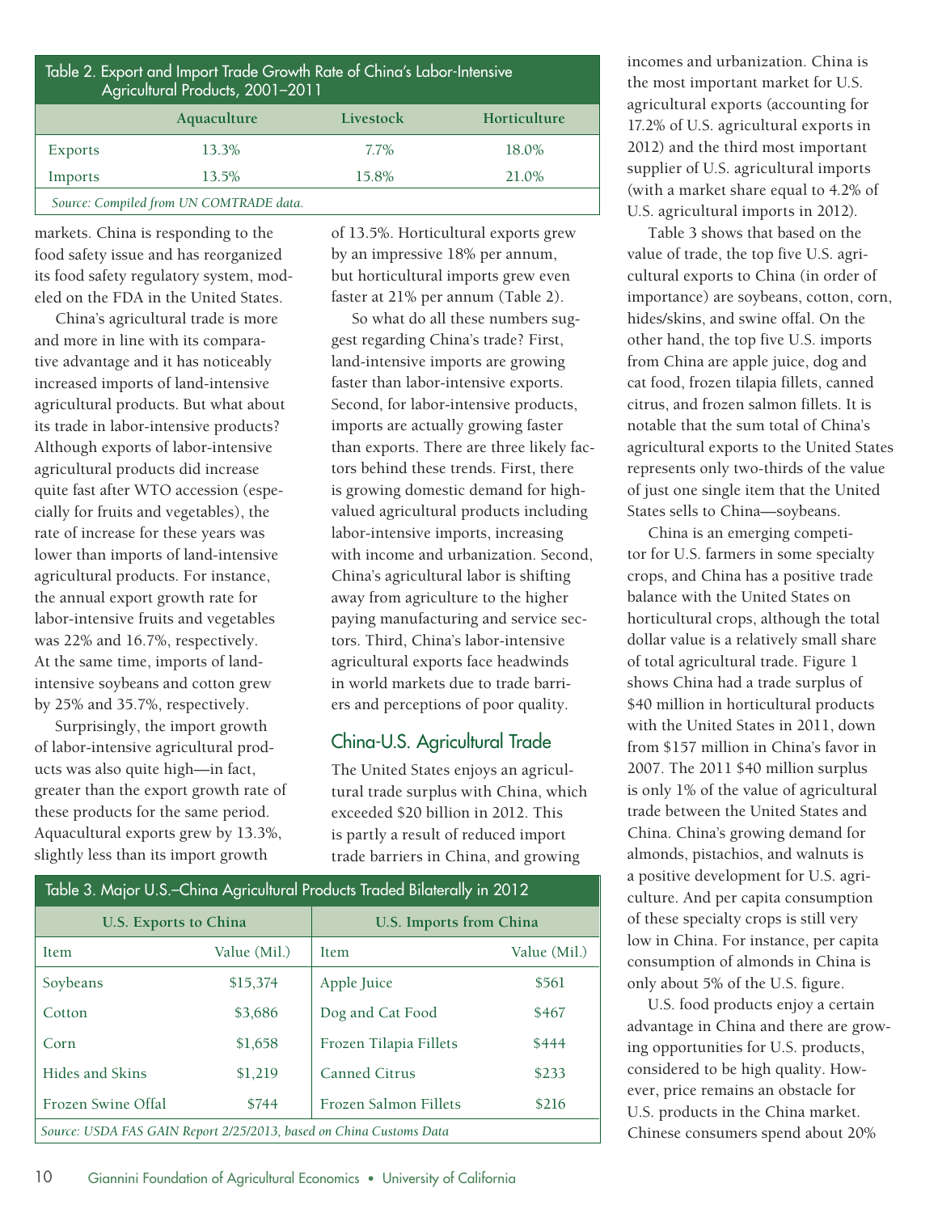Table 2. Export and Import Trade Growth Rate of China's Labor-Intensive Agricultural Products, 2001–2011

| | Aquaculture | Livestock | Horticulture |
|---|---|---|---|
| Exports | 13.3% | 7.7% | 18.0% |
| Imports | 13.5% | 15.8% | 21.0% |

*Source: Compiled from UN COMTRADE data.*

markets. China is responding to the food safety issue and has reorganized its food safety regulatory system, modeled on the FDA in the United States.

China's agricultural trade is more and more in line with its comparative advantage and it has noticeably increased imports of land-intensive agricultural products. But what about its trade in labor-intensive products? Although exports of labor-intensive agricultural products did increase quite fast after WTO accession (especially for fruits and vegetables), the rate of increase for these years was lower than imports of land-intensive agricultural products. For instance, the annual export growth rate for labor-intensive fruits and vegetables was 22% and 16.7%, respectively. At the same time, imports of land-intensive soybeans and cotton grew by 25% and 35.7%, respectively.

Surprisingly, the import growth of labor-intensive agricultural products was also quite high—in fact, greater than the export growth rate of these products for the same period. Aquacultural exports grew by 13.3%, slightly less than its import growth of 13.5%. Horticultural exports grew by an impressive 18% per annum, but horticultural imports grew even faster at 21% per annum (Table 2).

So what do all these numbers suggest regarding China's trade? First, land-intensive imports are growing faster than labor-intensive exports. Second, for labor-intensive products, imports are actually growing faster than exports. There are three likely factors behind these trends. First, there is growing domestic demand for high-valued agricultural products including labor-intensive imports, increasing with income and urbanization. Second, China's agricultural labor is shifting away from agriculture to the higher paying manufacturing and service sectors. Third, China's labor-intensive agricultural exports face headwinds in world markets due to trade barriers and perceptions of poor quality.

## China-U.S. Agricultural Trade

The United States enjoys an agricultural trade surplus with China, which exceeded $20 billion in 2012. This is partly a result of reduced import trade barriers in China, and growing incomes and urbanization. China is the most important market for U.S. agricultural exports (accounting for 17.2% of U.S. agricultural exports in 2012) and the third most important supplier of U.S. agricultural imports (with a market share equal to 4.2% of U.S. agricultural imports in 2012).

Table 3 shows that based on the value of trade, the top five U.S. agricultural exports to China (in order of importance) are soybeans, cotton, corn, hides/skins, and swine offal. On the other hand, the top five U.S. imports from China are apple juice, dog and cat food, frozen tilapia fillets, canned citrus, and frozen salmon fillets. It is notable that the sum total of China's agricultural exports to the United States represents only two-thirds of the value of just one single item that the United States sells to China—soybeans.

China is an emerging competitor for U.S. farmers in some specialty crops, and China has a positive trade balance with the United States on horticultural crops, although the total dollar value is a relatively small share of total agricultural trade. Figure 1 shows China had a trade surplus of $40 million in horticultural products with the United States in 2011, down from $157 million in China's favor in 2007. The 2011 $40 million surplus is only 1% of the value of agricultural trade between the United States and China. China's growing demand for almonds, pistachios, and walnuts is a positive development for U.S. agriculture. And per capita consumption of these specialty crops is still very low in China. For instance, per capita consumption of almonds in China is only about 5% of the U.S. figure.

U.S. food products enjoy a certain advantage in China and there are growing opportunities for U.S. products, considered to be high quality. However, price remains an obstacle for U.S. products in the China market. Chinese consumers spend about 20%

Table 3. Major U.S.–China Agricultural Products Traded Bilaterally in 2012

| U.S. Exports to China | | U.S. Imports from China | |
|---|---|---|---|
| Item | Value (Mil.) | Item | Value (Mil.) |
| Soybeans | $15,374 | Apple Juice | $561 |
| Cotton | $3,686 | Dog and Cat Food | $467 |
| Corn | $1,658 | Frozen Tilapia Fillets | $444 |
| Hides and Skins | $1,219 | Canned Citrus | $233 |
| Frozen Swine Offal | $744 | Frozen Salmon Fillets | $216 |

*Source: USDA FAS GAIN Report 2/25/2013, based on China Customs Data*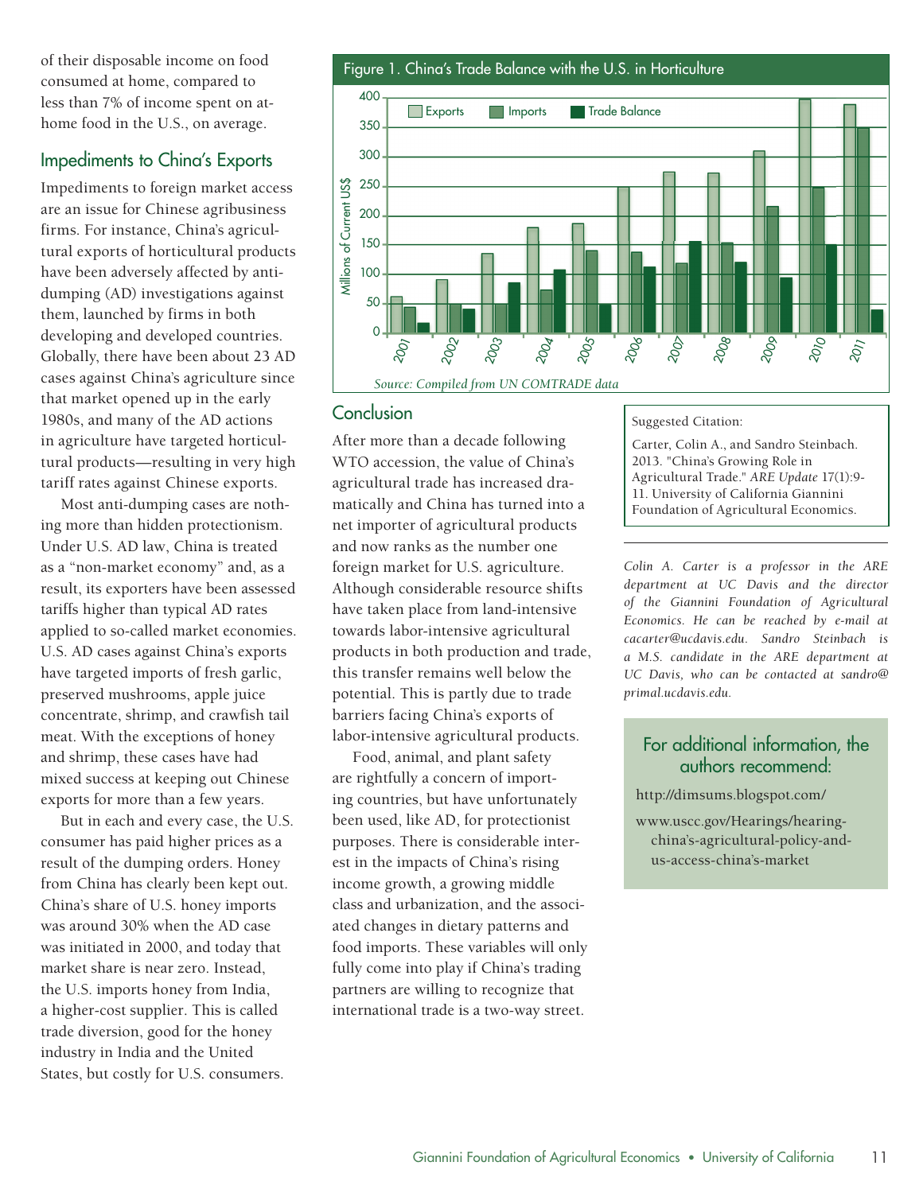of their disposable income on food consumed at home, compared to less than 7% of income spent on at-home food in the U.S., on average.

## Impediments to China's Exports

Impediments to foreign market access are an issue for Chinese agribusiness firms. For instance, China's agricultural exports of horticultural products have been adversely affected by anti-dumping (AD) investigations against them, launched by firms in both developing and developed countries. Globally, there have been about 23 AD cases against China's agriculture since that market opened up in the early 1980s, and many of the AD actions in agriculture have targeted horticultural products—resulting in very high tariff rates against Chinese exports.

Most anti-dumping cases are nothing more than hidden protectionism. Under U.S. AD law, China is treated as a "non-market economy" and, as a result, its exporters have been assessed tariffs higher than typical AD rates applied to so-called market economies. U.S. AD cases against China's exports have targeted imports of fresh garlic, preserved mushrooms, apple juice concentrate, shrimp, and crawfish tail meat. With the exceptions of honey and shrimp, these cases have had mixed success at keeping out Chinese exports for more than a few years.

But in each and every case, the U.S. consumer has paid higher prices as a result of the dumping orders. Honey from China has clearly been kept out. China's share of U.S. honey imports was around 30% when the AD case was initiated in 2000, and today that market share is near zero. Instead, the U.S. imports honey from India, a higher-cost supplier. This is called trade diversion, good for the honey industry in India and the United States, but costly for U.S. consumers.

Figure 1. China's Trade Balance with the U.S. in Horticulture

Exports
Imports
Trade Balance

Millions of Current US$

0
50
100
150
200
250
300
350
400

2001
2002
2003
2004
2005
2006
2007
2008
2009
2010
2011

*Source: Compiled from UN COMTRADE data*

## Conclusion

After more than a decade following WTO accession, the value of China's agricultural trade has increased dramatically and China has turned into a net importer of agricultural products and now ranks as the number one foreign market for U.S. agriculture. Although considerable resource shifts have taken place from land-intensive towards labor-intensive agricultural products in both production and trade, this transfer remains well below the potential. This is partly due to trade barriers facing China's exports of labor-intensive agricultural products.

Food, animal, and plant safety are rightfully a concern of importing countries, but have unfortunately been used, like AD, for protectionist purposes. There is considerable interest in the impacts of China's rising income growth, a growing middle class and urbanization, and the associated changes in dietary patterns and food imports. These variables will only fully come into play if China's trading partners are willing to recognize that international trade is a two-way street.

Suggested Citation:

Carter, Colin A., and Sandro Steinbach. 2013. "China's Growing Role in Agricultural Trade." *ARE Update* 17(1):9-11. University of California Giannini Foundation of Agricultural Economics.

*Colin A. Carter is a professor in the ARE department at UC Davis and the director of the Giannini Foundation of Agricultural Economics. He can be reached by e-mail at cacarter@ucdavis.edu. Sandro Steinbach is a M.S. candidate in the ARE department at UC Davis, who can be contacted at sandro@primal.ucdavis.edu.*

### For additional information, the authors recommend:

http://dimsums.blogspot.com/

www.uscc.gov/Hearings/hearing-china's-agricultural-policy-and-us-access-china's-market